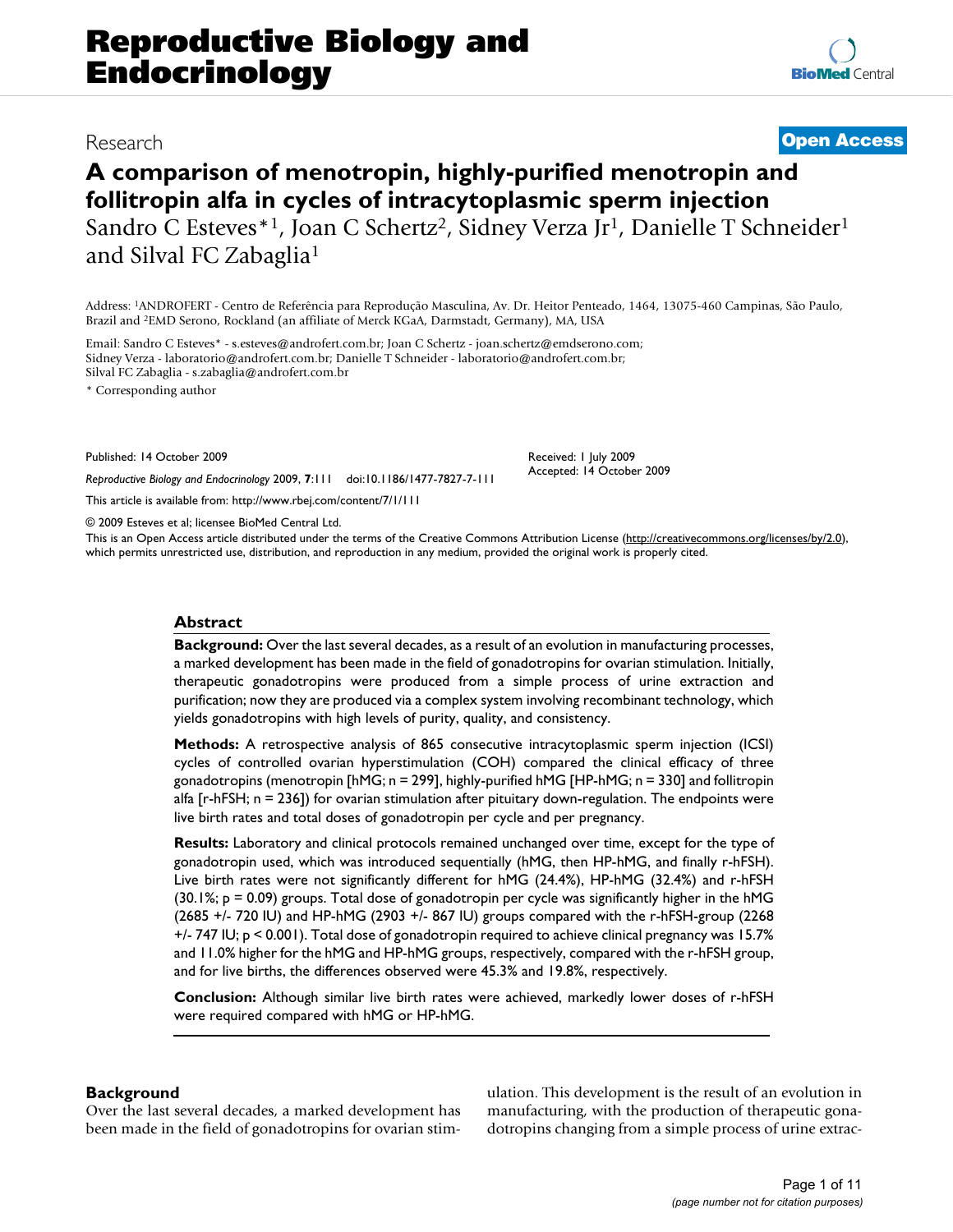Research

**Open Access**

# A comparison of menotropin, highly-purified menotropin and follitropin alfa in cycles of intracytoplasmic sperm injection

Sandro C Esteves*[1], Joan C Schertz[2], Sidney Verza Jr[1], Danielle T Schneider[1] and Silval FC Zabaglia[1]

Address: [1]ANDROFERT - Centro de Referência para Reprodução Masculina, Av. Dr. Heitor Penteado, 1464, 13075-460 Campinas, São Paulo, Brazil and [2]EMD Serono, Rockland (an affiliate of Merck KGaA, Darmstadt, Germany), MA, USA

Email: Sandro C Esteves* - s.esteves@androfert.com.br; Joan C Schertz - joan.schertz@emdserono.com; Sidney Verza - laboratorio@androfert.com.br; Danielle T Schneider - laboratorio@androfert.com.br; Silval FC Zabaglia - s.zabaglia@androfert.com.br

* Corresponding author

Published: 14 October 2009

*Reproductive Biology and Endocrinology* 2009, **7**:111 doi:10.1186/1477-7827-7-111

Received: 1 July 2009
Accepted: 14 October 2009

This article is available from: http://www.rbej.com/content/7/1/111

© 2009 Esteves et al; licensee BioMed Central Ltd.

This is an Open Access article distributed under the terms of the Creative Commons Attribution License (http://creativecommons.org/licenses/by/2.0), which permits unrestricted use, distribution, and reproduction in any medium, provided the original work is properly cited.

## Abstract

**Background:** Over the last several decades, as a result of an evolution in manufacturing processes, a marked development has been made in the field of gonadotropins for ovarian stimulation. Initially, therapeutic gonadotropins were produced from a simple process of urine extraction and purification; now they are produced via a complex system involving recombinant technology, which yields gonadotropins with high levels of purity, quality, and consistency.

**Methods:** A retrospective analysis of 865 consecutive intracytoplasmic sperm injection (ICSI) cycles of controlled ovarian hyperstimulation (COH) compared the clinical efficacy of three gonadotropins (menotropin [hMG; n = 299], highly-purified hMG [HP-hMG; n = 330] and follitropin alfa [r-hFSH; n = 236]) for ovarian stimulation after pituitary down-regulation. The endpoints were live birth rates and total doses of gonadotropin per cycle and per pregnancy.

**Results:** Laboratory and clinical protocols remained unchanged over time, except for the type of gonadotropin used, which was introduced sequentially (hMG, then HP-hMG, and finally r-hFSH). Live birth rates were not significantly different for hMG (24.4%), HP-hMG (32.4%) and r-hFSH (30.1%; $p = 0.09$) groups. Total dose of gonadotropin per cycle was significantly higher in the hMG (2685 +/- 720 IU) and HP-hMG (2903 +/- 867 IU) groups compared with the r-hFSH-group (2268 +/- 747 IU; $p < 0.001$). Total dose of gonadotropin required to achieve clinical pregnancy was 15.7% and 11.0% higher for the hMG and HP-hMG groups, respectively, compared with the r-hFSH group, and for live births, the differences observed were 45.3% and 19.8%, respectively.

**Conclusion:** Although similar live birth rates were achieved, markedly lower doses of r-hFSH were required compared with hMG or HP-hMG.

## Background

Over the last several decades, a marked development has been made in the field of gonadotropins for ovarian stimulation. This development is the result of an evolution in manufacturing, with the production of therapeutic gonadotropins changing from a simple process of urine extrac-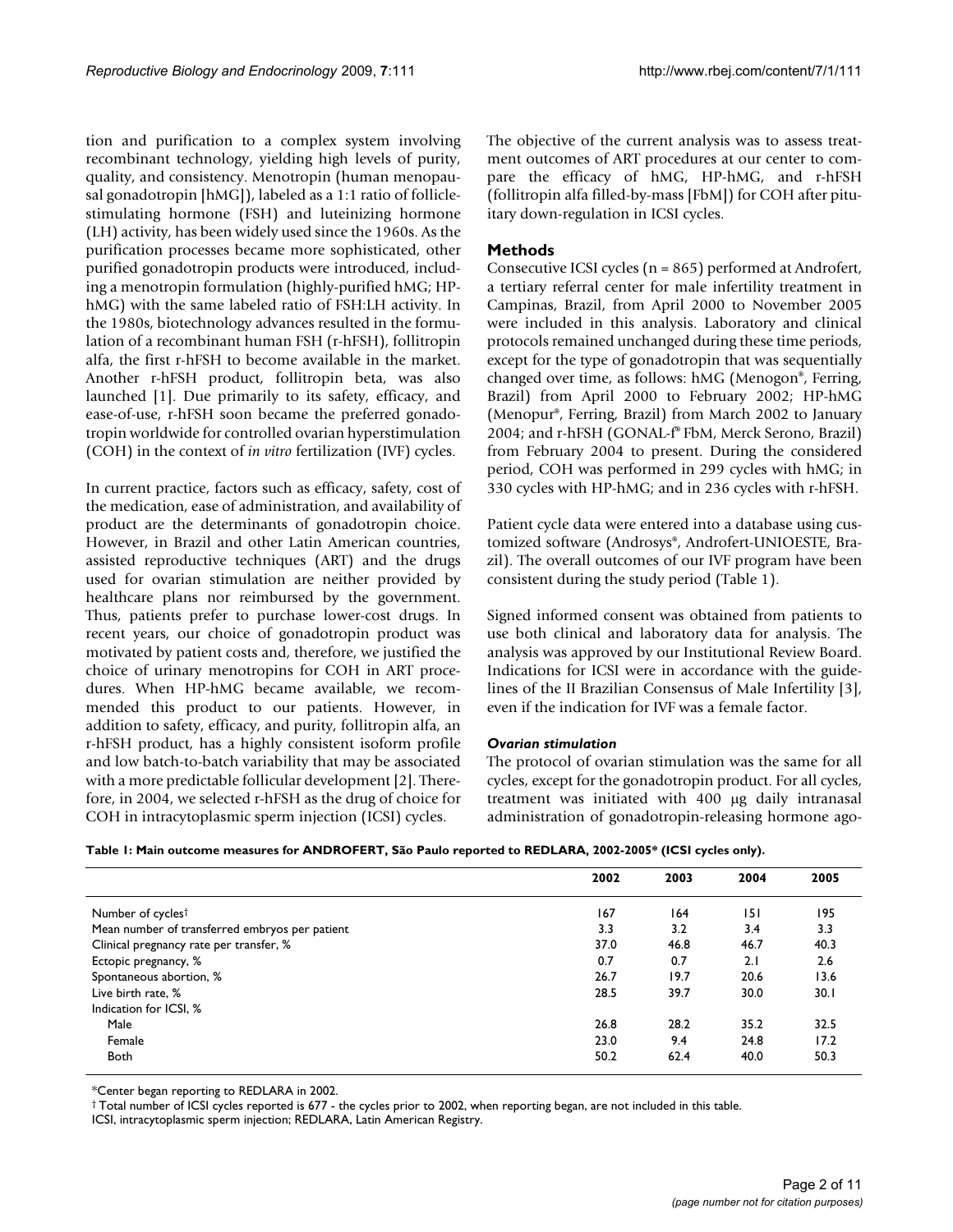tion and purification to a complex system involving recombinant technology, yielding high levels of purity, quality, and consistency. Menotropin (human menopausal gonadotropin [hMG]), labeled as a 1:1 ratio of follicle-stimulating hormone (FSH) and luteinizing hormone (LH) activity, has been widely used since the 1960s. As the purification processes became more sophisticated, other purified gonadotropin products were introduced, including a menotropin formulation (highly-purified hMG; HP-hMG) with the same labeled ratio of FSH:LH activity. In the 1980s, biotechnology advances resulted in the formulation of a recombinant human FSH (r-hFSH), follitropin alfa, the first r-hFSH to become available in the market. Another r-hFSH product, follitropin beta, was also launched [1]. Due primarily to its safety, efficacy, and ease-of-use, r-hFSH soon became the preferred gonadotropin worldwide for controlled ovarian hyperstimulation (COH) in the context of *in vitro* fertilization (IVF) cycles.

In current practice, factors such as efficacy, safety, cost of the medication, ease of administration, and availability of product are the determinants of gonadotropin choice. However, in Brazil and other Latin American countries, assisted reproductive techniques (ART) and the drugs used for ovarian stimulation are neither provided by healthcare plans nor reimbursed by the government. Thus, patients prefer to purchase lower-cost drugs. In recent years, our choice of gonadotropin product was motivated by patient costs and, therefore, we justified the choice of urinary menotropins for COH in ART procedures. When HP-hMG became available, we recommended this product to our patients. However, in addition to safety, efficacy, and purity, follitropin alfa, an r-hFSH product, has a highly consistent isoform profile and low batch-to-batch variability that may be associated with a more predictable follicular development [2]. Therefore, in 2004, we selected r-hFSH as the drug of choice for COH in intracytoplasmic sperm injection (ICSI) cycles.

The objective of the current analysis was to assess treatment outcomes of ART procedures at our center to compare the efficacy of hMG, HP-hMG, and r-hFSH (follitropin alfa filled-by-mass [FbM]) for COH after pituitary down-regulation in ICSI cycles.

## Methods

Consecutive ICSI cycles (n = 865) performed at Androfert, a tertiary referral center for male infertility treatment in Campinas, Brazil, from April 2000 to November 2005 were included in this analysis. Laboratory and clinical protocols remained unchanged during these time periods, except for the type of gonadotropin that was sequentially changed over time, as follows: hMG (Menogon®, Ferring, Brazil) from April 2000 to February 2002; HP-hMG (Menopur®, Ferring, Brazil) from March 2002 to January 2004; and r-hFSH (GONAL-f® FbM, Merck Serono, Brazil) from February 2004 to present. During the considered period, COH was performed in 299 cycles with hMG; in 330 cycles with HP-hMG; and in 236 cycles with r-hFSH.

Patient cycle data were entered into a database using customized software (Androsys®, Androfert-UNIOESTE, Brazil). The overall outcomes of our IVF program have been consistent during the study period (Table 1).

Signed informed consent was obtained from patients to use both clinical and laboratory data for analysis. The analysis was approved by our Institutional Review Board. Indications for ICSI were in accordance with the guidelines of the II Brazilian Consensus of Male Infertility [3], even if the indication for IVF was a female factor.

### *Ovarian stimulation*

The protocol of ovarian stimulation was the same for all cycles, except for the gonadotropin product. For all cycles, treatment was initiated with 400 μg daily intranasal administration of gonadotropin-releasing hormone ago-

**Table 1: Main outcome measures for ANDROFERT, São Paulo reported to REDLARA, 2002-2005\* (ICSI cycles only).**

| | 2002 | 2003 | 2004 | 2005 |
|---|---|---|---|---|
| Number of cycles† | 167 | 164 | 151 | 195 |
| Mean number of transferred embryos per patient | 3.3 | 3.2 | 3.4 | 3.3 |
| Clinical pregnancy rate per transfer, % | 37.0 | 46.8 | 46.7 | 40.3 |
| Ectopic pregnancy, % | 0.7 | 0.7 | 2.1 | 2.6 |
| Spontaneous abortion, % | 26.7 | 19.7 | 20.6 | 13.6 |
| Live birth rate, % | 28.5 | 39.7 | 30.0 | 30.1 |
| Indication for ICSI, % | | | | |
| Male | 26.8 | 28.2 | 35.2 | 32.5 |
| Female | 23.0 | 9.4 | 24.8 | 17.2 |
| Both | 50.2 | 62.4 | 40.0 | 50.3 |

\*Center began reporting to REDLARA in 2002.

† Total number of ICSI cycles reported is 677 - the cycles prior to 2002, when reporting began, are not included in this table.

ICSI, intracytoplasmic sperm injection; REDLARA, Latin American Registry.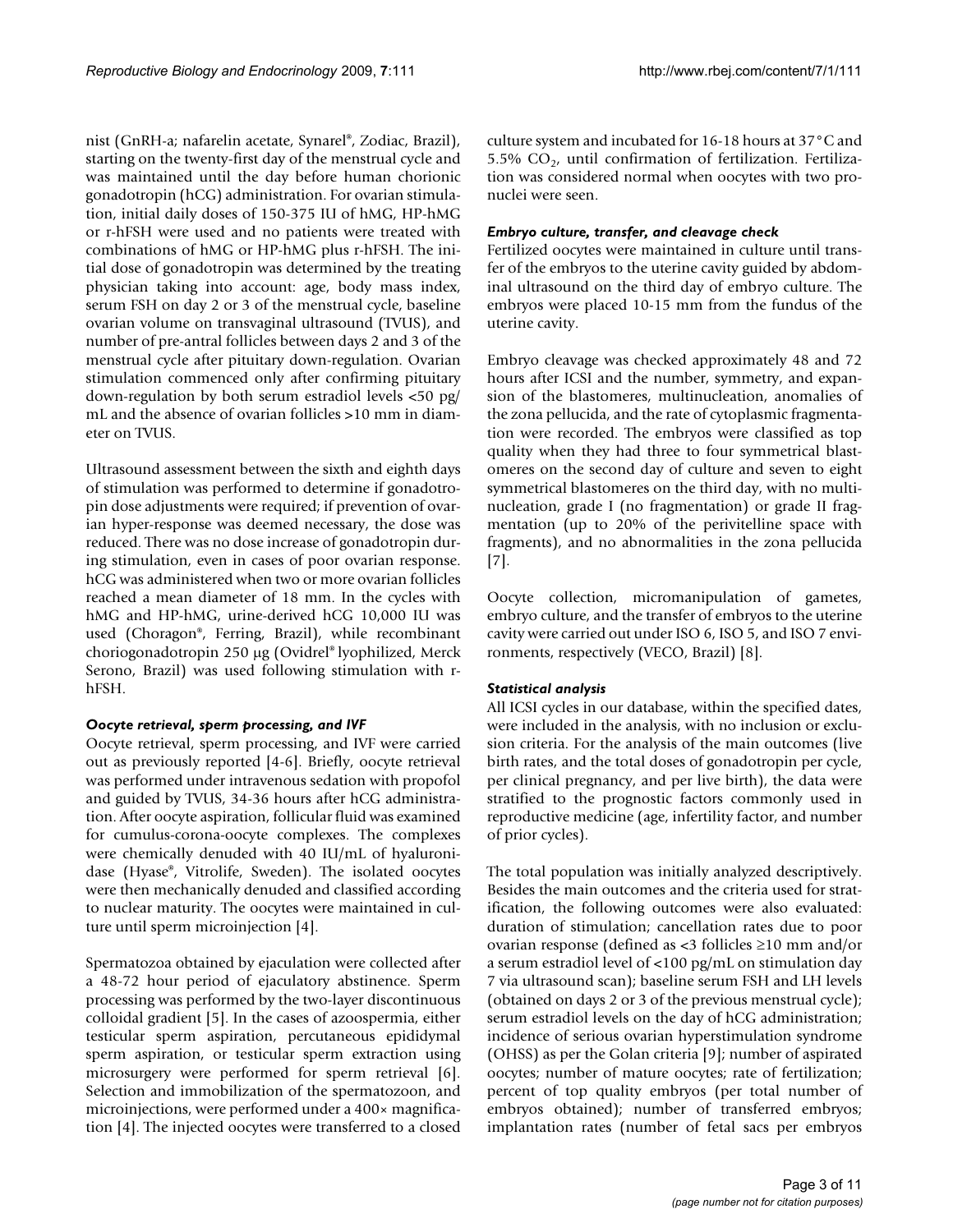nist (GnRH-a; nafarelin acetate, Synarel®, Zodiac, Brazil), starting on the twenty-first day of the menstrual cycle and was maintained until the day before human chorionic gonadotropin (hCG) administration. For ovarian stimulation, initial daily doses of 150-375 IU of hMG, HP-hMG or r-hFSH were used and no patients were treated with combinations of hMG or HP-hMG plus r-hFSH. The initial dose of gonadotropin was determined by the treating physician taking into account: age, body mass index, serum FSH on day 2 or 3 of the menstrual cycle, baseline ovarian volume on transvaginal ultrasound (TVUS), and number of pre-antral follicles between days 2 and 3 of the menstrual cycle after pituitary down-regulation. Ovarian stimulation commenced only after confirming pituitary down-regulation by both serum estradiol levels <50 pg/mL and the absence of ovarian follicles >10 mm in diameter on TVUS.

Ultrasound assessment between the sixth and eighth days of stimulation was performed to determine if gonadotropin dose adjustments were required; if prevention of ovarian hyper-response was deemed necessary, the dose was reduced. There was no dose increase of gonadotropin during stimulation, even in cases of poor ovarian response. hCG was administered when two or more ovarian follicles reached a mean diameter of 18 mm. In the cycles with hMG and HP-hMG, urine-derived hCG 10,000 IU was used (Choragon®, Ferring, Brazil), while recombinant choriogonadotropin 250 μg (Ovidrel® lyophilized, Merck Serono, Brazil) was used following stimulation with r-hFSH.

### *Oocyte retrieval, sperm processing, and IVF*

Oocyte retrieval, sperm processing, and IVF were carried out as previously reported [4-6]. Briefly, oocyte retrieval was performed under intravenous sedation with propofol and guided by TVUS, 34-36 hours after hCG administration. After oocyte aspiration, follicular fluid was examined for cumulus-corona-oocyte complexes. The complexes were chemically denuded with 40 IU/mL of hyaluronidase (Hyase®, Vitrolife, Sweden). The isolated oocytes were then mechanically denuded and classified according to nuclear maturity. The oocytes were maintained in culture until sperm microinjection [4].

Spermatozoa obtained by ejaculation were collected after a 48-72 hour period of ejaculatory abstinence. Sperm processing was performed by the two-layer discontinuous colloidal gradient [5]. In the cases of azoospermia, either testicular sperm aspiration, percutaneous epididymal sperm aspiration, or testicular sperm extraction using microsurgery were performed for sperm retrieval [6]. Selection and immobilization of the spermatozoon, and microinjections, were performed under a 400× magnification [4]. The injected oocytes were transferred to a closed culture system and incubated for 16-18 hours at 37°C and 5.5% $CO_2$, until confirmation of fertilization. Fertilization was considered normal when oocytes with two pronuclei were seen.

### *Embryo culture, transfer, and cleavage check*

Fertilized oocytes were maintained in culture until transfer of the embryos to the uterine cavity guided by abdominal ultrasound on the third day of embryo culture. The embryos were placed 10-15 mm from the fundus of the uterine cavity.

Embryo cleavage was checked approximately 48 and 72 hours after ICSI and the number, symmetry, and expansion of the blastomeres, multinucleation, anomalies of the zona pellucida, and the rate of cytoplasmic fragmentation were recorded. The embryos were classified as top quality when they had three to four symmetrical blastomeres on the second day of culture and seven to eight symmetrical blastomeres on the third day, with no multinucleation, grade I (no fragmentation) or grade II fragmentation (up to 20% of the perivitelline space with fragments), and no abnormalities in the zona pellucida [7].

Oocyte collection, micromanipulation of gametes, embryo culture, and the transfer of embryos to the uterine cavity were carried out under ISO 6, ISO 5, and ISO 7 environments, respectively (VECO, Brazil) [8].

### *Statistical analysis*

All ICSI cycles in our database, within the specified dates, were included in the analysis, with no inclusion or exclusion criteria. For the analysis of the main outcomes (live birth rates, and the total doses of gonadotropin per cycle, per clinical pregnancy, and per live birth), the data were stratified to the prognostic factors commonly used in reproductive medicine (age, infertility factor, and number of prior cycles).

The total population was initially analyzed descriptively. Besides the main outcomes and the criteria used for stratification, the following outcomes were also evaluated: duration of stimulation; cancellation rates due to poor ovarian response (defined as <3 follicles ≥10 mm and/or a serum estradiol level of <100 pg/mL on stimulation day 7 via ultrasound scan); baseline serum FSH and LH levels (obtained on days 2 or 3 of the previous menstrual cycle); serum estradiol levels on the day of hCG administration; incidence of serious ovarian hyperstimulation syndrome (OHSS) as per the Golan criteria [9]; number of aspirated oocytes; number of mature oocytes; rate of fertilization; percent of top quality embryos (per total number of embryos obtained); number of transferred embryos; implantation rates (number of fetal sacs per embryos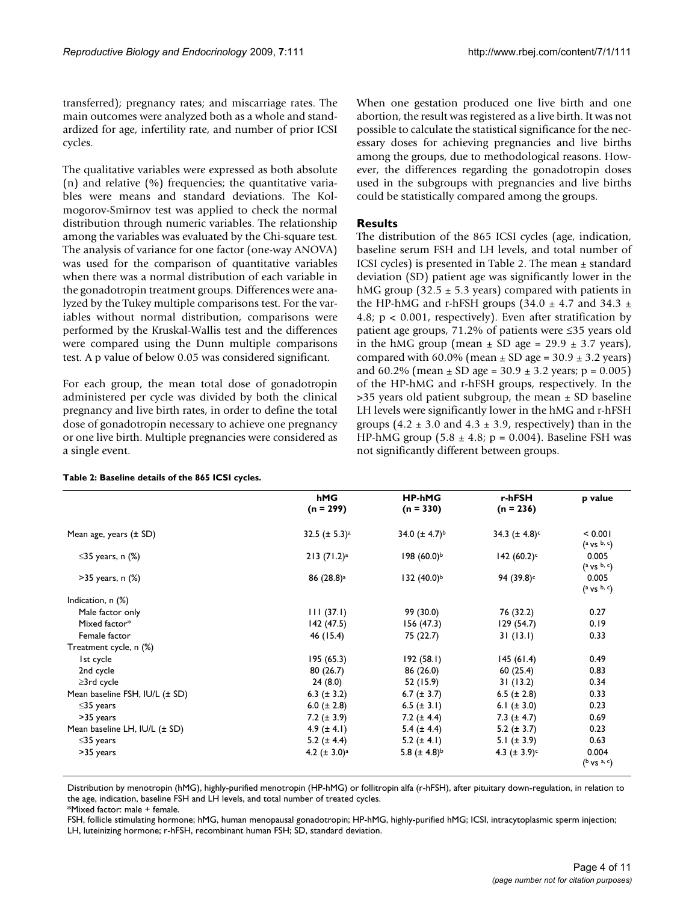transferred); pregnancy rates; and miscarriage rates. The main outcomes were analyzed both as a whole and standardized for age, infertility rate, and number of prior ICSI cycles.

The qualitative variables were expressed as both absolute (n) and relative (%) frequencies; the quantitative variables were means and standard deviations. The Kolmogorov-Smirnov test was applied to check the normal distribution through numeric variables. The relationship among the variables was evaluated by the Chi-square test. The analysis of variance for one factor (one-way ANOVA) was used for the comparison of quantitative variables when there was a normal distribution of each variable in the gonadotropin treatment groups. Differences were analyzed by the Tukey multiple comparisons test. For the variables without normal distribution, comparisons were performed by the Kruskal-Wallis test and the differences were compared using the Dunn multiple comparisons test. A p value of below 0.05 was considered significant.

For each group, the mean total dose of gonadotropin administered per cycle was divided by both the clinical pregnancy and live birth rates, in order to define the total dose of gonadotropin necessary to achieve one pregnancy or one live birth. Multiple pregnancies were considered as a single event.

When one gestation produced one live birth and one abortion, the result was registered as a live birth. It was not possible to calculate the statistical significance for the necessary doses for achieving pregnancies and live births among the groups, due to methodological reasons. However, the differences regarding the gonadotropin doses used in the subgroups with pregnancies and live births could be statistically compared among the groups.

## Results

The distribution of the 865 ICSI cycles (age, indication, baseline serum FSH and LH levels, and total number of ICSI cycles) is presented in Table 2. The mean ± standard deviation (SD) patient age was significantly lower in the hMG group (32.5 ± 5.3 years) compared with patients in the HP-hMG and r-hFSH groups (34.0 ± 4.7 and 34.3 ± 4.8; $p < 0.001$, respectively). Even after stratification by patient age groups, 71.2% of patients were ≤35 years old in the hMG group (mean ± SD age = 29.9 ± 3.7 years), compared with 60.0% (mean ± SD age = 30.9 ± 3.2 years) and 60.2% (mean ± SD age = 30.9 ± 3.2 years; $p = 0.005$) of the HP-hMG and r-hFSH groups, respectively. In the >35 years old patient subgroup, the mean ± SD baseline LH levels were significantly lower in the hMG and r-hFSH groups (4.2 ± 3.0 and 4.3 ± 3.9, respectively) than in the HP-hMG group (5.8 ± 4.8; $p = 0.004$). Baseline FSH was not significantly different between groups.

**Table 2: Baseline details of the 865 ICSI cycles.**

| | hMG (n = 299) | HP-hMG (n = 330) | r-hFSH (n = 236) | p value |
|---|---|---|---|---|
| Mean age, years (± SD) | 32.5 (± 5.3)[a] | 34.0 (± 4.7)[b] | 34.3 (± 4.8)[c] | < 0.001 ([a] vs [b, c]) |
| ≤35 years, n (%) | 213 (71.2)[a] | 198 (60.0)[b] | 142 (60.2)[c] | 0.005 ([a] vs [b, c]) |
| >35 years, n (%) | 86 (28.8)[a] | 132 (40.0)[b] | 94 (39.8)[c] | 0.005 ([a] vs [b, c]) |
| Indication, n (%) | | | | |
| Male factor only | 111 (37.1) | 99 (30.0) | 76 (32.2) | 0.27 |
| Mixed factor* | 142 (47.5) | 156 (47.3) | 129 (54.7) | 0.19 |
| Female factor | 46 (15.4) | 75 (22.7) | 31 (13.1) | 0.33 |
| Treatment cycle, n (%) | | | | |
| 1st cycle | 195 (65.3) | 192 (58.1) | 145 (61.4) | 0.49 |
| 2nd cycle | 80 (26.7) | 86 (26.0) | 60 (25.4) | 0.83 |
| ≥3rd cycle | 24 (8.0) | 52 (15.9) | 31 (13.2) | 0.34 |
| Mean baseline FSH, IU/L (± SD) | 6.3 (± 3.2) | 6.7 (± 3.7) | 6.5 (± 2.8) | 0.33 |
| ≤35 years | 6.0 (± 2.8) | 6.5 (± 3.1) | 6.1 (± 3.0) | 0.23 |
| >35 years | 7.2 (± 3.9) | 7.2 (± 4.4) | 7.3 (± 4.7) | 0.69 |
| Mean baseline LH, IU/L (± SD) | 4.9 (± 4.1) | 5.4 (± 4.4) | 5.2 (± 3.7) | 0.23 |
| ≤35 years | 5.2 (± 4.4) | 5.2 (± 4.1) | 5.1 (± 3.9) | 0.63 |
| >35 years | 4.2 (± 3.0)[a] | 5.8 (± 4.8)[b] | 4.3 (± 3.9)[c] | 0.004 ([b] vs [a, c]) |

Distribution by menotropin (hMG), highly-purified menotropin (HP-hMG) or follitropin alfa (r-hFSH), after pituitary down-regulation, in relation to the age, indication, baseline FSH and LH levels, and total number of treated cycles.

*Mixed factor: male + female.

FSH, follicle stimulating hormone; hMG, human menopausal gonadotropin; HP-hMG, highly-purified hMG; ICSI, intracytoplasmic sperm injection; LH, luteinizing hormone; r-hFSH, recombinant human FSH; SD, standard deviation.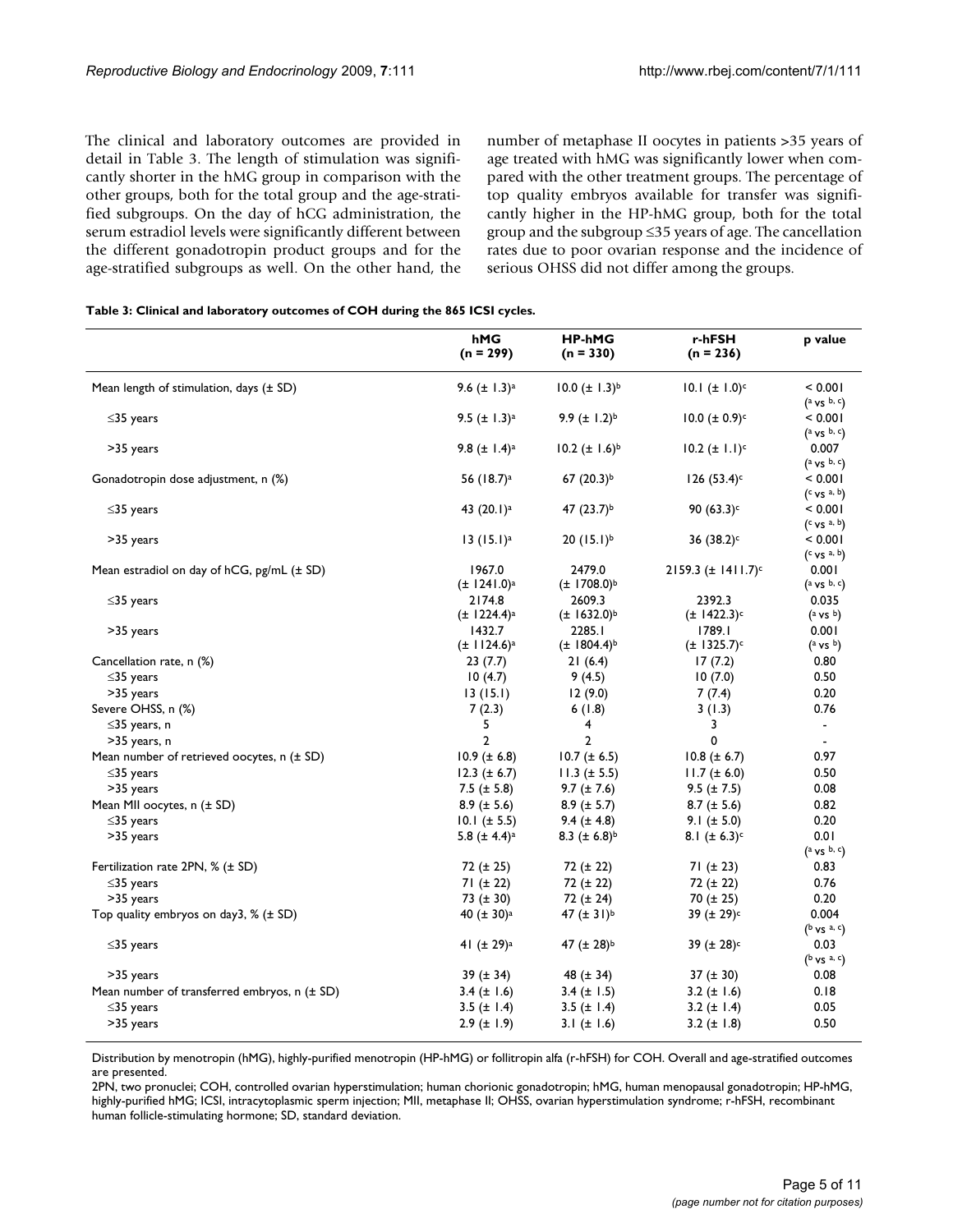The clinical and laboratory outcomes are provided in detail in Table 3. The length of stimulation was significantly shorter in the hMG group in comparison with the other groups, both for the total group and the age-stratified subgroups. On the day of hCG administration, the serum estradiol levels were significantly different between the different gonadotropin product groups and for the age-stratified subgroups as well. On the other hand, the number of metaphase II oocytes in patients >35 years of age treated with hMG was significantly lower when compared with the other treatment groups. The percentage of top quality embryos available for transfer was significantly higher in the HP-hMG group, both for the total group and the subgroup ≤35 years of age. The cancellation rates due to poor ovarian response and the incidence of serious OHSS did not differ among the groups.

**Table 3: Clinical and laboratory outcomes of COH during the 865 ICSI cycles.**

| | hMG (n = 299) | HP-hMG (n = 330) | r-hFSH (n = 236) | p value |
|---|---|---|---|---|
| Mean length of stimulation, days (± SD) | 9.6 (± 1.3)[a] | 10.0 (± 1.3)[b] | 10.1 (± 1.0)[c] | < 0.001 (a vs b, c) |
| ≤35 years | 9.5 (± 1.3)[a] | 9.9 (± 1.2)[b] | 10.0 (± 0.9)[c] | < 0.001 (a vs b, c) |
| >35 years | 9.8 (± 1.4)[a] | 10.2 (± 1.6)[b] | 10.2 (± 1.1)[c] | 0.007 (a vs b, c) |
| Gonadotropin dose adjustment, n (%) | 56 (18.7)[a] | 67 (20.3)[b] | 126 (53.4)[c] | < 0.001 (c vs a, b) |
| ≤35 years | 43 (20.1)[a] | 47 (23.7)[b] | 90 (63.3)[c] | < 0.001 (c vs a, b) |
| >35 years | 13 (15.1)[a] | 20 (15.1)[b] | 36 (38.2)[c] | < 0.001 (c vs a, b) |
| Mean estradiol on day of hCG, pg/mL (± SD) | 1967.0 (± 1241.0)[a] | 2479.0 (± 1708.0)[b] | 2159.3 (± 1411.7)[c] | 0.001 (a vs b, c) |
| ≤35 years | 2174.8 (± 1224.4)[a] | 2609.3 (± 1632.0)[b] | 2392.3 (± 1422.3)[c] | 0.035 (a vs b) |
| >35 years | 1432.7 (± 1124.6)[a] | 2285.1 (± 1804.4)[b] | 1789.1 (± 1325.7)[c] | 0.001 (a vs b) |
| Cancellation rate, n (%) | 23 (7.7) | 21 (6.4) | 17 (7.2) | 0.80 |
| ≤35 years | 10 (4.7) | 9 (4.5) | 10 (7.0) | 0.50 |
| >35 years | 13 (15.1) | 12 (9.0) | 7 (7.4) | 0.20 |
| Severe OHSS, n (%) | 7 (2.3) | 6 (1.8) | 3 (1.3) | 0.76 |
| ≤35 years, n | 5 | 4 | 3 | - |
| >35 years, n | 2 | 2 | 0 | - |
| Mean number of retrieved oocytes, n (± SD) | 10.9 (± 6.8) | 10.7 (± 6.5) | 10.8 (± 6.7) | 0.97 |
| ≤35 years | 12.3 (± 6.7) | 11.3 (± 5.5) | 11.7 (± 6.0) | 0.50 |
| >35 years | 7.5 (± 5.8) | 9.7 (± 7.6) | 9.5 (± 7.5) | 0.08 |
| Mean MII oocytes, n (± SD) | 8.9 (± 5.6) | 8.9 (± 5.7) | 8.7 (± 5.6) | 0.82 |
| ≤35 years | 10.1 (± 5.5) | 9.4 (± 4.8) | 9.1 (± 5.0) | 0.20 |
| >35 years | 5.8 (± 4.4)[a] | 8.3 (± 6.8)[b] | 8.1 (± 6.3)[c] | 0.01 (a vs b, c) |
| Fertilization rate 2PN, % (± SD) | 72 (± 25) | 72 (± 22) | 71 (± 23) | 0.83 |
| ≤35 years | 71 (± 22) | 72 (± 22) | 72 (± 22) | 0.76 |
| >35 years | 73 (± 30) | 72 (± 24) | 70 (± 25) | 0.20 |
| Top quality embryos on day3, % (± SD) | 40 (± 30)[a] | 47 (± 31)[b] | 39 (± 29)[c] | 0.004 (b vs a, c) |
| ≤35 years | 41 (± 29)[a] | 47 (± 28)[b] | 39 (± 28)[c] | 0.03 (b vs a, c) |
| >35 years | 39 (± 34) | 48 (± 34) | 37 (± 30) | 0.08 |
| Mean number of transferred embryos, n (± SD) | 3.4 (± 1.6) | 3.4 (± 1.5) | 3.2 (± 1.6) | 0.18 |
| ≤35 years | 3.5 (± 1.4) | 3.5 (± 1.4) | 3.2 (± 1.4) | 0.05 |
| >35 years | 2.9 (± 1.9) | 3.1 (± 1.6) | 3.2 (± 1.8) | 0.50 |

Distribution by menotropin (hMG), highly-purified menotropin (HP-hMG) or follitropin alfa (r-hFSH) for COH. Overall and age-stratified outcomes are presented.

2PN, two pronuclei; COH, controlled ovarian hyperstimulation; human chorionic gonadotropin; hMG, human menopausal gonadotropin; HP-hMG, highly-purified hMG; ICSI, intracytoplasmic sperm injection; MII, metaphase II; OHSS, ovarian hyperstimulation syndrome; r-hFSH, recombinant human follicle-stimulating hormone; SD, standard deviation.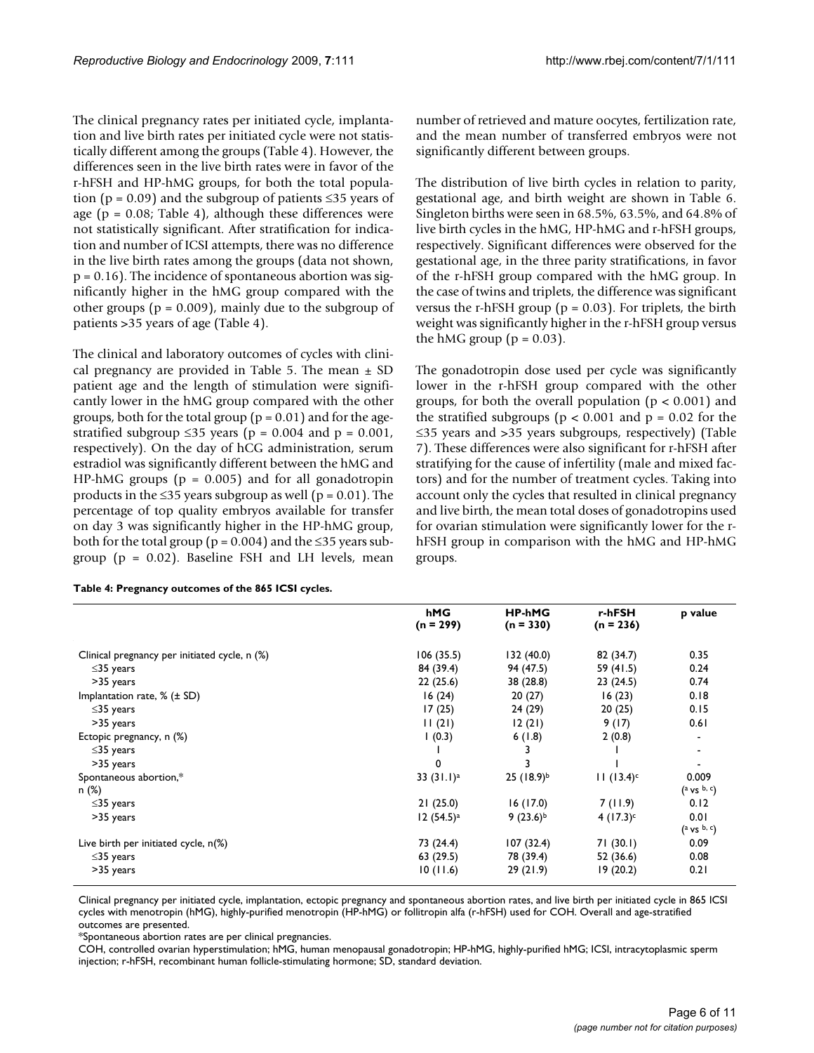The clinical pregnancy rates per initiated cycle, implantation and live birth rates per initiated cycle were not statistically different among the groups (Table 4). However, the differences seen in the live birth rates were in favor of the r-hFSH and HP-hMG groups, for both the total population ($p = 0.09$) and the subgroup of patients ≤35 years of age ($p = 0.08$; Table 4), although these differences were not statistically significant. After stratification for indication and number of ICSI attempts, there was no difference in the live birth rates among the groups (data not shown, $p = 0.16$). The incidence of spontaneous abortion was significantly higher in the hMG group compared with the other groups ($p = 0.009$), mainly due to the subgroup of patients >35 years of age (Table 4).

The clinical and laboratory outcomes of cycles with clinical pregnancy are provided in Table 5. The mean ± SD patient age and the length of stimulation were significantly lower in the hMG group compared with the other groups, both for the total group ($p = 0.01$) and for the age-stratified subgroup ≤35 years ($p = 0.004$ and $p = 0.001$, respectively). On the day of hCG administration, serum estradiol was significantly different between the hMG and HP-hMG groups ($p = 0.005$) and for all gonadotropin products in the ≤35 years subgroup as well ($p = 0.01$). The percentage of top quality embryos available for transfer on day 3 was significantly higher in the HP-hMG group, both for the total group ($p = 0.004$) and the ≤35 years subgroup ($p = 0.02$). Baseline FSH and LH levels, mean number of retrieved and mature oocytes, fertilization rate, and the mean number of transferred embryos were not significantly different between groups.

The distribution of live birth cycles in relation to parity, gestational age, and birth weight are shown in Table 6. Singleton births were seen in 68.5%, 63.5%, and 64.8% of live birth cycles in the hMG, HP-hMG and r-hFSH groups, respectively. Significant differences were observed for the gestational age, in the three parity stratifications, in favor of the r-hFSH group compared with the hMG group. In the case of twins and triplets, the difference was significant versus the r-hFSH group ($p = 0.03$). For triplets, the birth weight was significantly higher in the r-hFSH group versus the hMG group ($p = 0.03$).

The gonadotropin dose used per cycle was significantly lower in the r-hFSH group compared with the other groups, for both the overall population ($p < 0.001$) and the stratified subgroups ($p < 0.001$ and $p = 0.02$ for the ≤35 years and >35 years subgroups, respectively) (Table 7). These differences were also significant for r-hFSH after stratifying for the cause of infertility (male and mixed factors) and for the number of treatment cycles. Taking into account only the cycles that resulted in clinical pregnancy and live birth, the mean total doses of gonadotropins used for ovarian stimulation were significantly lower for the r-hFSH group in comparison with the hMG and HP-hMG groups.

**Table 4: Pregnancy outcomes of the 865 ICSI cycles.**

| | hMG (n = 299) | HP-hMG (n = 330) | r-hFSH (n = 236) | p value |
|---|---|---|---|---|
| Clinical pregnancy per initiated cycle, n (%) | 106 (35.5) | 132 (40.0) | 82 (34.7) | 0.35 |
| ≤35 years | 84 (39.4) | 94 (47.5) | 59 (41.5) | 0.24 |
| >35 years | 22 (25.6) | 38 (28.8) | 23 (24.5) | 0.74 |
| Implantation rate, % (± SD) | 16 (24) | 20 (27) | 16 (23) | 0.18 |
| ≤35 years | 17 (25) | 24 (29) | 20 (25) | 0.15 |
| >35 years | 11 (21) | 12 (21) | 9 (17) | 0.61 |
| Ectopic pregnancy, n (%) | 1 (0.3) | 6 (1.8) | 2 (0.8) | - |
| ≤35 years | 1 | 3 | 1 | - |
| >35 years | 0 | 3 | 1 | - |
| Spontaneous abortion,* n (%) | 33 (31.1)[a] | 25 (18.9)[b] | 11 (13.4)[c] | 0.009 ([a] vs [b, c]) |
| ≤35 years | 21 (25.0) | 16 (17.0) | 7 (11.9) | 0.12 |
| >35 years | 12 (54.5)[a] | 9 (23.6)[b] | 4 (17.3)[c] | 0.01 ([a] vs [b, c]) |
| Live birth per initiated cycle, n(%) | 73 (24.4) | 107 (32.4) | 71 (30.1) | 0.09 |
| ≤35 years | 63 (29.5) | 78 (39.4) | 52 (36.6) | 0.08 |
| >35 years | 10 (11.6) | 29 (21.9) | 19 (20.2) | 0.21 |

Clinical pregnancy per initiated cycle, implantation, ectopic pregnancy and spontaneous abortion rates, and live birth per initiated cycle in 865 ICSI cycles with menotropin (hMG), highly-purified menotropin (HP-hMG) or follitropin alfa (r-hFSH) used for COH. Overall and age-stratified outcomes are presented.

*Spontaneous abortion rates are per clinical pregnancies.

COH, controlled ovarian hyperstimulation; hMG, human menopausal gonadotropin; HP-hMG, highly-purified hMG; ICSI, intracytoplasmic sperm injection; r-hFSH, recombinant human follicle-stimulating hormone; SD, standard deviation.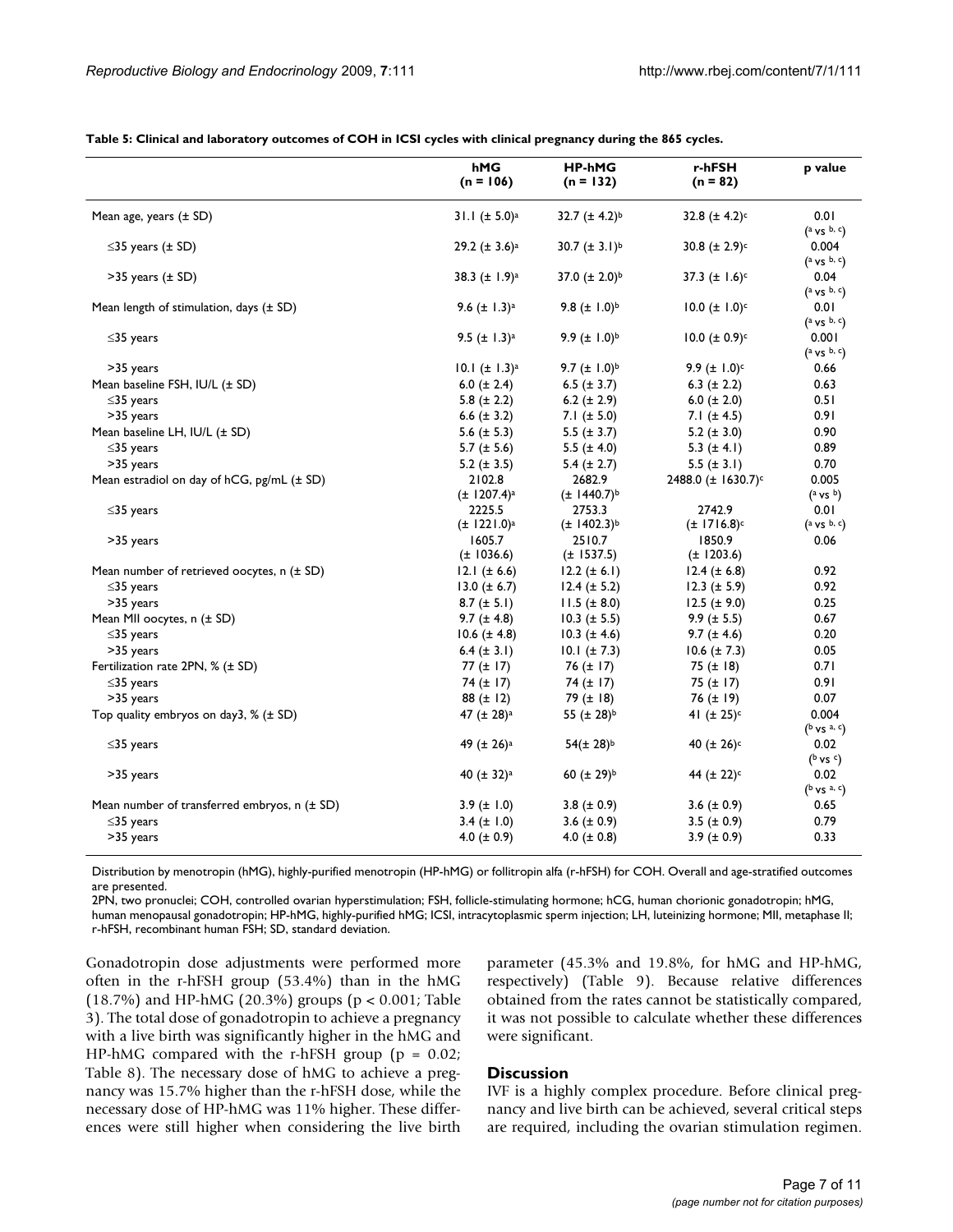**Table 5: Clinical and laboratory outcomes of COH in ICSI cycles with clinical pregnancy during the 865 cycles.**

| | hMG (n = 106) | HP-hMG (n = 132) | r-hFSH (n = 82) | p value |
|---|---|---|---|---|
| Mean age, years (± SD) | 31.1 (± 5.0)[a] | 32.7 (± 4.2)[b] | 32.8 (± 4.2)[c] | 0.01 ([a] vs [b, c]) |
| ≤35 years (± SD) | 29.2 (± 3.6)[a] | 30.7 (± 3.1)[b] | 30.8 (± 2.9)[c] | 0.004 ([a] vs [b, c]) |
| >35 years (± SD) | 38.3 (± 1.9)[a] | 37.0 (± 2.0)[b] | 37.3 (± 1.6)[c] | 0.04 ([a] vs [b, c]) |
| Mean length of stimulation, days (± SD) | 9.6 (± 1.3)[a] | 9.8 (± 1.0)[b] | 10.0 (± 1.0)[c] | 0.01 ([a] vs [b, c]) |
| ≤35 years | 9.5 (± 1.3)[a] | 9.9 (± 1.0)[b] | 10.0 (± 0.9)[c] | 0.001 ([a] vs [b, c]) |
| >35 years | 10.1 (± 1.3)[a] | 9.7 (± 1.0)[b] | 9.9 (± 1.0)[c] | 0.66 |
| Mean baseline FSH, IU/L (± SD) | 6.0 (± 2.4) | 6.5 (± 3.7) | 6.3 (± 2.2) | 0.63 |
| ≤35 years | 5.8 (± 2.2) | 6.2 (± 2.9) | 6.0 (± 2.0) | 0.51 |
| >35 years | 6.6 (± 3.2) | 7.1 (± 5.0) | 7.1 (± 4.5) | 0.91 |
| Mean baseline LH, IU/L (± SD) | 5.6 (± 5.3) | 5.5 (± 3.7) | 5.2 (± 3.0) | 0.90 |
| ≤35 years | 5.7 (± 5.6) | 5.5 (± 4.0) | 5.3 (± 4.1) | 0.89 |
| >35 years | 5.2 (± 3.5) | 5.4 (± 2.7) | 5.5 (± 3.1) | 0.70 |
| Mean estradiol on day of hCG, pg/mL (± SD) | 2102.8 (± 1207.4)[a] | 2682.9 (± 1440.7)[b] | 2488.0 (± 1630.7)[c] | 0.005 ([a] vs [b]) |
| ≤35 years | 2225.5 (± 1221.0)[a] | 2753.3 (± 1402.3)[b] | 2742.9 (± 1716.8)[c] | 0.01 ([a] vs [b, c]) |
| >35 years | 1605.7 (± 1036.6) | 2510.7 (± 1537.5) | 1850.9 (± 1203.6) | 0.06 |
| Mean number of retrieved oocytes, n (± SD) | 12.1 (± 6.6) | 12.2 (± 6.1) | 12.4 (± 6.8) | 0.92 |
| ≤35 years | 13.0 (± 6.7) | 12.4 (± 5.2) | 12.3 (± 5.9) | 0.92 |
| >35 years | 8.7 (± 5.1) | 11.5 (± 8.0) | 12.5 (± 9.0) | 0.25 |
| Mean MII oocytes, n (± SD) | 9.7 (± 4.8) | 10.3 (± 5.5) | 9.9 (± 5.5) | 0.67 |
| ≤35 years | 10.6 (± 4.8) | 10.3 (± 4.6) | 9.7 (± 4.6) | 0.20 |
| >35 years | 6.4 (± 3.1) | 10.1 (± 7.3) | 10.6 (± 7.3) | 0.05 |
| Fertilization rate 2PN, % (± SD) | 77 (± 17) | 76 (± 17) | 75 (± 18) | 0.71 |
| ≤35 years | 74 (± 17) | 74 (± 17) | 75 (± 17) | 0.91 |
| >35 years | 88 (± 12) | 79 (± 18) | 76 (± 19) | 0.07 |
| Top quality embryos on day3, % (± SD) | 47 (± 28)[a] | 55 (± 28)[b] | 41 (± 25)[c] | 0.004 ([b] vs [a, c]) |
| ≤35 years | 49 (± 26)[a] | 54(± 28)[b] | 40 (± 26)[c] | 0.02 ([b] vs [c]) |
| >35 years | 40 (± 32)[a] | 60 (± 29)[b] | 44 (± 22)[c] | 0.02 ([b] vs [a, c]) |
| Mean number of transferred embryos, n (± SD) | 3.9 (± 1.0) | 3.8 (± 0.9) | 3.6 (± 0.9) | 0.65 |
| ≤35 years | 3.4 (± 1.0) | 3.6 (± 0.9) | 3.5 (± 0.9) | 0.79 |
| >35 years | 4.0 (± 0.9) | 4.0 (± 0.8) | 3.9 (± 0.9) | 0.33 |

Distribution by menotropin (hMG), highly-purified menotropin (HP-hMG) or follitropin alfa (r-hFSH) for COH. Overall and age-stratified outcomes are presented.
2PN, two pronuclei; COH, controlled ovarian hyperstimulation; FSH, follicle-stimulating hormone; hCG, human chorionic gonadotropin; hMG, human menopausal gonadotropin; HP-hMG, highly-purified hMG; ICSI, intracytoplasmic sperm injection; LH, luteinizing hormone; MII, metaphase II; r-hFSH, recombinant human FSH; SD, standard deviation.

Gonadotropin dose adjustments were performed more often in the r-hFSH group (53.4%) than in the hMG (18.7%) and HP-hMG (20.3%) groups ($p < 0.001$; Table 3). The total dose of gonadotropin to achieve a pregnancy with a live birth was significantly higher in the hMG and HP-hMG compared with the r-hFSH group ($p = 0.02$; Table 8). The necessary dose of hMG to achieve a pregnancy was 15.7% higher than the r-hFSH dose, while the necessary dose of HP-hMG was 11% higher. These differences were still higher when considering the live birth parameter (45.3% and 19.8%, for hMG and HP-hMG, respectively) (Table 9). Because relative differences obtained from the rates cannot be statistically compared, it was not possible to calculate whether these differences were significant.

## Discussion

IVF is a highly complex procedure. Before clinical pregnancy and live birth can be achieved, several critical steps are required, including the ovarian stimulation regimen.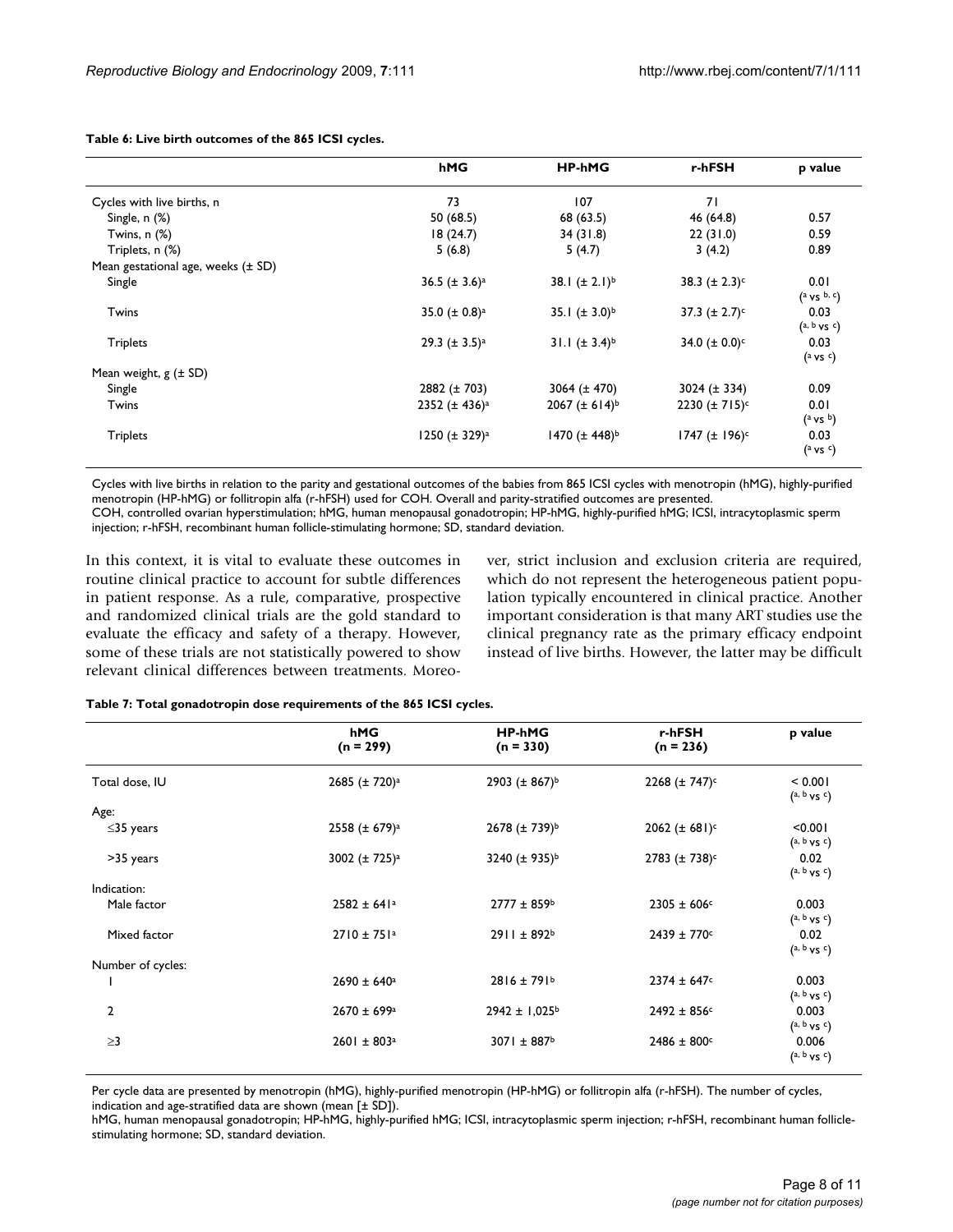**Table 6: Live birth outcomes of the 865 ICSI cycles.**

| | hMG | HP-hMG | r-hFSH | p value |
|---|---|---|---|---|
| Cycles with live births, n | 73 | 107 | 71 | |
| Single, n (%) | 50 (68.5) | 68 (63.5) | 46 (64.8) | 0.57 |
| Twins, n (%) | 18 (24.7) | 34 (31.8) | 22 (31.0) | 0.59 |
| Triplets, n (%) | 5 (6.8) | 5 (4.7) | 3 (4.2) | 0.89 |
| Mean gestational age, weeks (± SD) | | | | |
| Single | 36.5 (± 3.6)[a] | 38.1 (± 2.1)[b] | 38.3 (± 2.3)[c] | 0.01 ([a] vs [b, c]) |
| Twins | 35.0 (± 0.8)[a] | 35.1 (± 3.0)[b] | 37.3 (± 2.7)[c] | 0.03 ([a, b] vs [c]) |
| Triplets | 29.3 (± 3.5)[a] | 31.1 (± 3.4)[b] | 34.0 (± 0.0)[c] | 0.03 ([a] vs [c]) |
| Mean weight, g (± SD) | | | | |
| Single | 2882 (± 703) | 3064 (± 470) | 3024 (± 334) | 0.09 |
| Twins | 2352 (± 436)[a] | 2067 (± 614)[b] | 2230 (± 715)[c] | 0.01 ([a] vs [b]) |
| Triplets | 1250 (± 329)[a] | 1470 (± 448)[b] | 1747 (± 196)[c] | 0.03 ([a] vs [c]) |

Cycles with live births in relation to the parity and gestational outcomes of the babies from 865 ICSI cycles with menotropin (hMG), highly-purified menotropin (HP-hMG) or follitropin alfa (r-hFSH) used for COH. Overall and parity-stratified outcomes are presented.
COH, controlled ovarian hyperstimulation; hMG, human menopausal gonadotropin; HP-hMG, highly-purified hMG; ICSI, intracytoplasmic sperm injection; r-hFSH, recombinant human follicle-stimulating hormone; SD, standard deviation.

In this context, it is vital to evaluate these outcomes in routine clinical practice to account for subtle differences in patient response. As a rule, comparative, prospective and randomized clinical trials are the gold standard to evaluate the efficacy and safety of a therapy. However, some of these trials are not statistically powered to show relevant clinical differences between treatments. Moreover, strict inclusion and exclusion criteria are required, which do not represent the heterogeneous patient population typically encountered in clinical practice. Another important consideration is that many ART studies use the clinical pregnancy rate as the primary efficacy endpoint instead of live births. However, the latter may be difficult

**Table 7: Total gonadotropin dose requirements of the 865 ICSI cycles.**

| | hMG (n = 299) | HP-hMG (n = 330) | r-hFSH (n = 236) | p value |
|---|---|---|---|---|
| Total dose, IU | 2685 (± 720)[a] | 2903 (± 867)[b] | 2268 (± 747)[c] | < 0.001 ([a, b] vs [c]) |
| Age: | | | | |
| ≤35 years | 2558 (± 679)[a] | 2678 (± 739)[b] | 2062 (± 681)[c] | <0.001 ([a, b] vs [c]) |
| >35 years | 3002 (± 725)[a] | 3240 (± 935)[b] | 2783 (± 738)[c] | 0.02 ([a, b] vs [c]) |
| Indication: | | | | |
| Male factor | 2582 ± 641[a] | 2777 ± 859[b] | 2305 ± 606[c] | 0.003 ([a, b] vs [c]) |
| Mixed factor | 2710 ± 751[a] | 2911 ± 892[b] | 2439 ± 770[c] | 0.02 ([a, b] vs [c]) |
| Number of cycles: | | | | |
| 1 | 2690 ± 640[a] | 2816 ± 791[b] | 2374 ± 647[c] | 0.003 ([a, b] vs [c]) |
| 2 | 2670 ± 699[a] | 2942 ± 1,025[b] | 2492 ± 856[c] | 0.003 ([a, b] vs [c]) |
| ≥3 | 2601 ± 803[a] | 3071 ± 887[b] | 2486 ± 800[c] | 0.006 ([a, b] vs [c]) |

Per cycle data are presented by menotropin (hMG), highly-purified menotropin (HP-hMG) or follitropin alfa (r-hFSH). The number of cycles, indication and age-stratified data are shown (mean [± SD]).
hMG, human menopausal gonadotropin; HP-hMG, highly-purified hMG; ICSI, intracytoplasmic sperm injection; r-hFSH, recombinant human follicle-stimulating hormone; SD, standard deviation.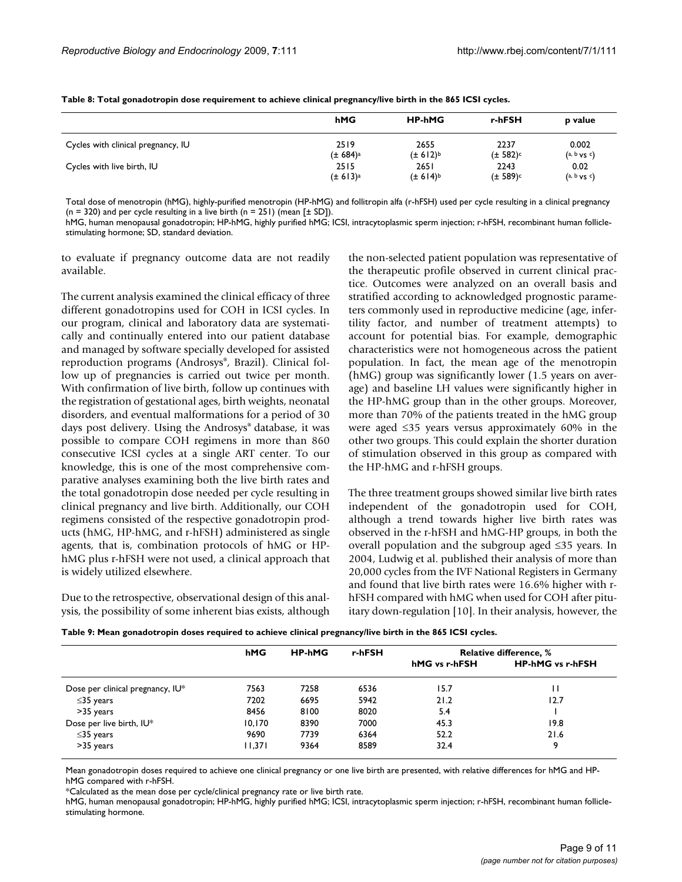**Table 8: Total gonadotropin dose requirement to achieve clinical pregnancy/live birth in the 865 ICSI cycles.**

| | hMG | HP-hMG | r-hFSH | p value |
|---|---|---|---|---|
| Cycles with clinical pregnancy, IU | 2519 (± 684)[a] | 2655 (± 612)[b] | 2237 (± 582)[c] | 0.002 ([a, b] vs [c]) |
| Cycles with live birth, IU | 2515 (± 613)[a] | 2651 (± 614)[b] | 2243 (± 589)[c] | 0.02 ([a, b] vs [c]) |

Total dose of menotropin (hMG), highly-purified menotropin (HP-hMG) and follitropin alfa (r-hFSH) used per cycle resulting in a clinical pregnancy (n = 320) and per cycle resulting in a live birth (n = 251) (mean [± SD]).
hMG, human menopausal gonadotropin; HP-hMG, highly purified hMG; ICSI, intracytoplasmic sperm injection; r-hFSH, recombinant human follicle-stimulating hormone; SD, standard deviation.

to evaluate if pregnancy outcome data are not readily available.

The current analysis examined the clinical efficacy of three different gonadotropins used for COH in ICSI cycles. In our program, clinical and laboratory data are systematically and continually entered into our patient database and managed by software specially developed for assisted reproduction programs (Androsys®, Brazil). Clinical follow up of pregnancies is carried out twice per month. With confirmation of live birth, follow up continues with the registration of gestational ages, birth weights, neonatal disorders, and eventual malformations for a period of 30 days post delivery. Using the Androsys® database, it was possible to compare COH regimens in more than 860 consecutive ICSI cycles at a single ART center. To our knowledge, this is one of the most comprehensive comparative analyses examining both the live birth rates and the total gonadotropin dose needed per cycle resulting in clinical pregnancy and live birth. Additionally, our COH regimens consisted of the respective gonadotropin products (hMG, HP-hMG, and r-hFSH) administered as single agents, that is, combination protocols of hMG or HP-hMG plus r-hFSH were not used, a clinical approach that is widely utilized elsewhere.

Due to the retrospective, observational design of this analysis, the possibility of some inherent bias exists, although the non-selected patient population was representative of the therapeutic profile observed in current clinical practice. Outcomes were analyzed on an overall basis and stratified according to acknowledged prognostic parameters commonly used in reproductive medicine (age, infertility factor, and number of treatment attempts) to account for potential bias. For example, demographic characteristics were not homogeneous across the patient population. In fact, the mean age of the menotropin (hMG) group was significantly lower (1.5 years on average) and baseline LH values were significantly higher in the HP-hMG group than in the other groups. Moreover, more than 70% of the patients treated in the hMG group were aged ≤35 years versus approximately 60% in the other two groups. This could explain the shorter duration of stimulation observed in this group as compared with the HP-hMG and r-hFSH groups.

The three treatment groups showed similar live birth rates independent of the gonadotropin used for COH, although a trend towards higher live birth rates was observed in the r-hFSH and hMG-HP groups, in both the overall population and the subgroup aged ≤35 years. In 2004, Ludwig et al. published their analysis of more than 20,000 cycles from the IVF National Registers in Germany and found that live birth rates were 16.6% higher with r-hFSH compared with hMG when used for COH after pituitary down-regulation [10]. In their analysis, however, the

**Table 9: Mean gonadotropin doses required to achieve clinical pregnancy/live birth in the 865 ICSI cycles.**

| | hMG | HP-hMG | r-hFSH | Relative difference, % | |
|---|---|---|---|---|---|
| | | | | hMG vs r-hFSH | HP-hMG vs r-hFSH |
| Dose per clinical pregnancy, IU* | 7563 | 7258 | 6536 | 15.7 | 11 |
| ≤35 years | 7202 | 6695 | 5942 | 21.2 | 12.7 |
| >35 years | 8456 | 8100 | 8020 | 5.4 | 1 |
| Dose per live birth, IU* | 10,170 | 8390 | 7000 | 45.3 | 19.8 |
| ≤35 years | 9690 | 7739 | 6364 | 52.2 | 21.6 |
| >35 years | 11,371 | 9364 | 8589 | 32.4 | 9 |

Mean gonadotropin doses required to achieve one clinical pregnancy or one live birth are presented, with relative differences for hMG and HP-hMG compared with r-hFSH.
*Calculated as the mean dose per cycle/clinical pregnancy rate or live birth rate.
hMG, human menopausal gonadotropin; HP-hMG, highly purified hMG; ICSI, intracytoplasmic sperm injection; r-hFSH, recombinant human follicle-stimulating hormone.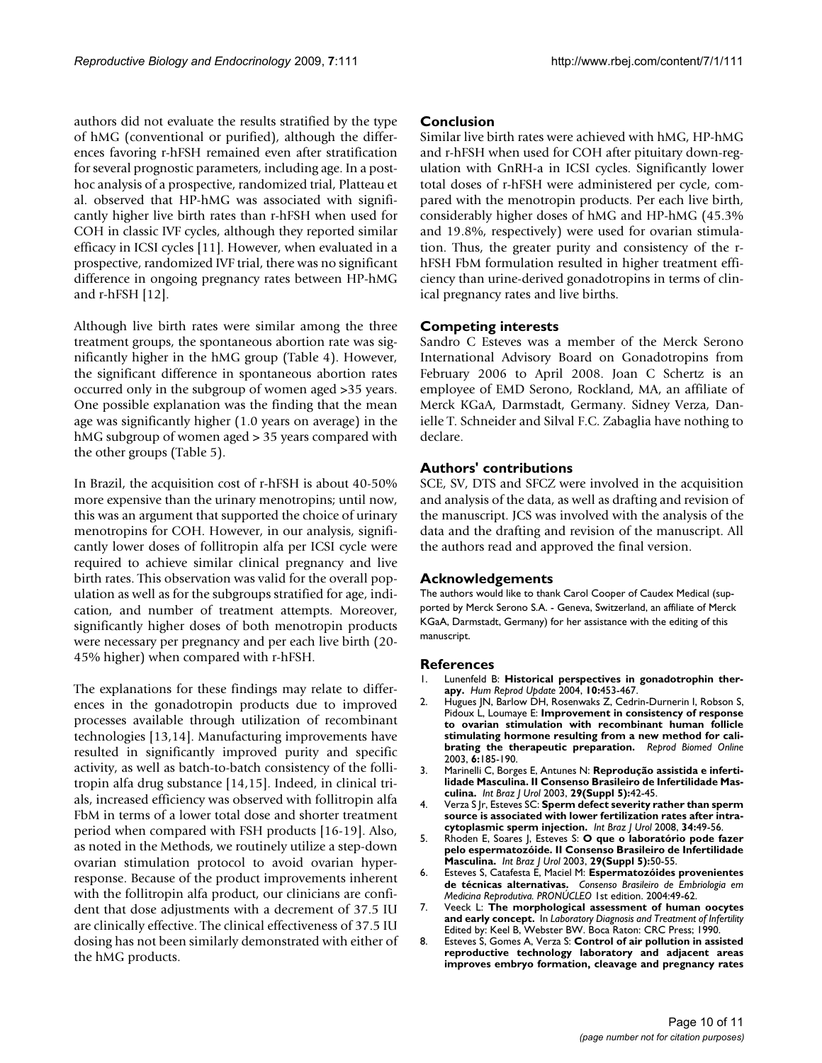authors did not evaluate the results stratified by the type of hMG (conventional or purified), although the differences favoring r-hFSH remained even after stratification for several prognostic parameters, including age. In a post-hoc analysis of a prospective, randomized trial, Platteau et al. observed that HP-hMG was associated with significantly higher live birth rates than r-hFSH when used for COH in classic IVF cycles, although they reported similar efficacy in ICSI cycles [11]. However, when evaluated in a prospective, randomized IVF trial, there was no significant difference in ongoing pregnancy rates between HP-hMG and r-hFSH [12].

Although live birth rates were similar among the three treatment groups, the spontaneous abortion rate was significantly higher in the hMG group (Table 4). However, the significant difference in spontaneous abortion rates occurred only in the subgroup of women aged >35 years. One possible explanation was the finding that the mean age was significantly higher (1.0 years on average) in the hMG subgroup of women aged > 35 years compared with the other groups (Table 5).

In Brazil, the acquisition cost of r-hFSH is about 40-50% more expensive than the urinary menotropins; until now, this was an argument that supported the choice of urinary menotropins for COH. However, in our analysis, significantly lower doses of follitropin alfa per ICSI cycle were required to achieve similar clinical pregnancy and live birth rates. This observation was valid for the overall population as well as for the subgroups stratified for age, indication, and number of treatment attempts. Moreover, significantly higher doses of both menotropin products were necessary per pregnancy and per each live birth (20-45% higher) when compared with r-hFSH.

The explanations for these findings may relate to differences in the gonadotropin products due to improved processes available through utilization of recombinant technologies [13,14]. Manufacturing improvements have resulted in significantly improved purity and specific activity, as well as batch-to-batch consistency of the follitropin alfa drug substance [14,15]. Indeed, in clinical trials, increased efficiency was observed with follitropin alfa FbM in terms of a lower total dose and shorter treatment period when compared with FSH products [16-19]. Also, as noted in the Methods, we routinely utilize a step-down ovarian stimulation protocol to avoid ovarian hyperresponse. Because of the product improvements inherent with the follitropin alfa product, our clinicians are confident that dose adjustments with a decrement of 37.5 IU are clinically effective. The clinical effectiveness of 37.5 IU dosing has not been similarly demonstrated with either of the hMG products.

## Conclusion

Similar live birth rates were achieved with hMG, HP-hMG and r-hFSH when used for COH after pituitary down-regulation with GnRH-a in ICSI cycles. Significantly lower total doses of r-hFSH were administered per cycle, compared with the menotropin products. Per each live birth, considerably higher doses of hMG and HP-hMG (45.3% and 19.8%, respectively) were used for ovarian stimulation. Thus, the greater purity and consistency of the r-hFSH FbM formulation resulted in higher treatment efficiency than urine-derived gonadotropins in terms of clinical pregnancy rates and live births.

## Competing interests

Sandro C Esteves was a member of the Merck Serono International Advisory Board on Gonadotropins from February 2006 to April 2008. Joan C Schertz is an employee of EMD Serono, Rockland, MA, an affiliate of Merck KGaA, Darmstadt, Germany. Sidney Verza, Danielle T. Schneider and Silval F.C. Zabaglia have nothing to declare.

## Authors' contributions

SCE, SV, DTS and SFCZ were involved in the acquisition and analysis of the data, as well as drafting and revision of the manuscript. JCS was involved with the analysis of the data and the drafting and revision of the manuscript. All the authors read and approved the final version.

## Acknowledgements

The authors would like to thank Carol Cooper of Caudex Medical (supported by Merck Serono S.A. - Geneva, Switzerland, an affiliate of Merck KGaA, Darmstadt, Germany) for her assistance with the editing of this manuscript.

## References

1. Lunenfeld B: **Historical perspectives in gonadotrophin therapy.** *Hum Reprod Update* 2004, **10:**453-467.
2. Hugues JN, Barlow DH, Rosenwaks Z, Cedrin-Durnerin I, Robson S, Pidoux L, Loumaye E: **Improvement in consistency of response to ovarian stimulation with recombinant human follicle stimulating hormone resulting from a new method for calibrating the therapeutic preparation.** *Reprod Biomed Online* 2003, **6:**185-190.
3. Marinelli C, Borges E, Antunes N: **Reprodução assistida e infertilidade Masculina. II Consenso Brasileiro de Infertilidade Masculina.** *Int Braz J Urol* 2003, **29(Suppl 5):**42-45.
4. Verza S Jr, Esteves SC: **Sperm defect severity rather than sperm source is associated with lower fertilization rates after intracytoplasmic sperm injection.** *Int Braz J Urol* 2008, **34:**49-56.
5. Rhoden E, Soares J, Esteves S: **O que o laboratório pode fazer pelo espermatozóide. II Consenso Brasileiro de Infertilidade Masculina.** *Int Braz J Urol* 2003, **29(Suppl 5):**50-55.
6. Esteves S, Catafesta E, Maciel M: **Espermatozóides provenientes de técnicas alternativas.** *Consenso Brasileiro de Embriologia em Medicina Reprodutiva. PRONÚCLEO* 1st edition. 2004:49-62.
7. Veeck L: **The morphological assessment of human oocytes and early concept.** In *Laboratory Diagnosis and Treatment of Infertility* Edited by: Keel B, Webster BW. Boca Raton: CRC Press; 1990.
8. Esteves S, Gomes A, Verza S: **Control of air pollution in assisted reproductive technology laboratory and adjacent areas improves embryo formation, cleavage and pregnancy rates**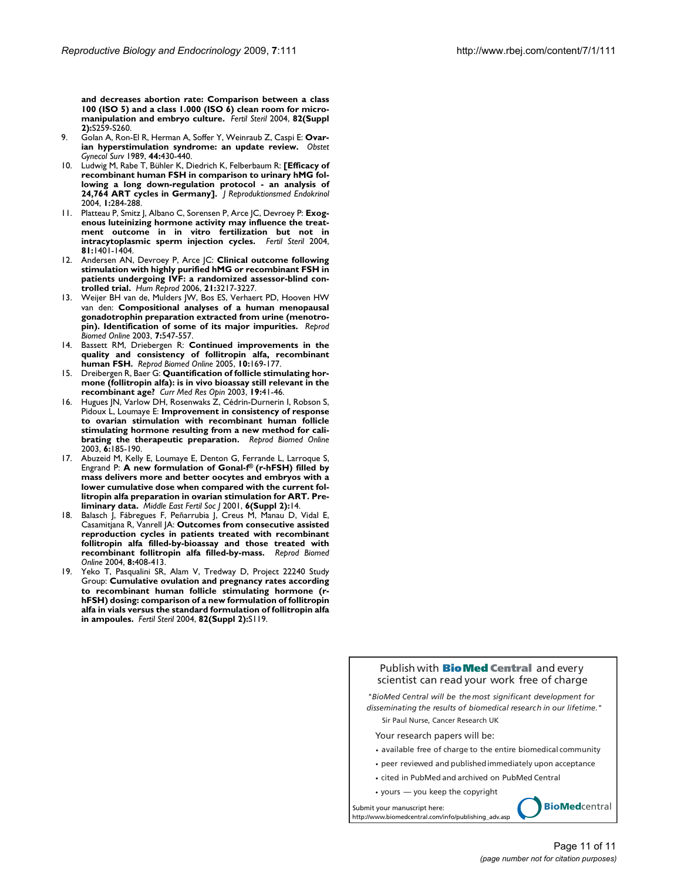**and decreases abortion rate: Comparison between a class 100 (ISO 5) and a class 1.000 (ISO 6) clean room for micromanipulation and embryo culture.** *Fertil Steril* 2004, **82(Suppl 2):**S259-S260.

9. Golan A, Ron-El R, Herman A, Soffer Y, Weinraub Z, Caspi E: **Ovarian hyperstimulation syndrome: an update review.** *Obstet Gynecol Surv* 1989, **44:**430-440.
10. Ludwig M, Rabe T, Bühler K, Diedrich K, Felberbaum R: **[Efficacy of recombinant human FSH in comparison to urinary hMG following a long down-regulation protocol - an analysis of 24,764 ART cycles in Germany].** *J Reproduktionsmed Endokrinol* 2004, **1:**284-288.
11. Platteau P, Smitz J, Albano C, Sorensen P, Arce JC, Devroey P: **Exogenous luteinizing hormone activity may influence the treatment outcome in in vitro fertilization but not in intracytoplasmic sperm injection cycles.** *Fertil Steril* 2004, **81:**1401-1404.
12. Andersen AN, Devroey P, Arce JC: **Clinical outcome following stimulation with highly purified hMG or recombinant FSH in patients undergoing IVF: a randomized assessor-blind controlled trial.** *Hum Reprod* 2006, **21:**3217-3227.
13. Weijer BH van de, Mulders JW, Bos ES, Verhaert PD, Hooven HW van den: **Compositional analyses of a human menopausal gonadotrophin preparation extracted from urine (menotropin). Identification of some of its major impurities.** *Reprod Biomed Online* 2003, **7:**547-557.
14. Bassett RM, Driebergen R: **Continued improvements in the quality and consistency of follitropin alfa, recombinant human FSH.** *Reprod Biomed Online* 2005, **10:**169-177.
15. Dreibergen R, Baer G: **Quantification of follicle stimulating hormone (follitropin alfa): is in vivo bioassay still relevant in the recombinant age?** *Curr Med Res Opin* 2003, **19:**41-46.
16. Hugues JN, Varlow DH, Rosenwaks Z, Cédrin-Durnerin I, Robson S, Pidoux L, Loumaye E: **Improvement in consistency of response to ovarian stimulation with recombinant human follicle stimulating hormone resulting from a new method for calibrating the therapeutic preparation.** *Reprod Biomed Online* 2003, **6:**185-190.
17. Abuzeid M, Kelly E, Loumaye E, Denton G, Ferrande L, Larroque S, Engrand P: **A new formulation of Gonal-f® (r-hFSH) filled by mass delivers more and better oocytes and embryos with a lower cumulative dose when compared with the current follitropin alfa preparation in ovarian stimulation for ART. Preliminary data.** *Middle East Fertil Soc J* 2001, **6(Suppl 2):**14.
18. Balasch J, Fábregues F, Peñarrubia J, Creus M, Manau D, Vidal E, Casamitjana R, Vanrell JA: **Outcomes from consecutive assisted reproduction cycles in patients treated with recombinant follitropin alfa filled-by-bioassay and those treated with recombinant follitropin alfa filled-by-mass.** *Reprod Biomed Online* 2004, **8:**408-413.
19. Yeko T, Pasqualini SR, Alam V, Tredway D, Project 22240 Study Group: **Cumulative ovulation and pregnancy rates according to recombinant human follicle stimulating hormone (r-hFSH) dosing: comparison of a new formulation of follitropin alfa in vials versus the standard formulation of follitropin alfa in ampoules.** *Fertil Steril* 2004, **82(Suppl 2):**S119.

Publish with **BioMed Central** and every scientist can read your work free of charge

*"BioMed Central will be the most significant development for disseminating the results of biomedical research in our lifetime."*

Sir Paul Nurse, Cancer Research UK

Your research papers will be:

- available free of charge to the entire biomedical community
- peer reviewed and published immediately upon acceptance
- cited in PubMed and archived on PubMed Central
- yours — you keep the copyright

Submit your manuscript here:
http://www.biomedcentral.com/info/publishing_adv.asp

BioMedcentral